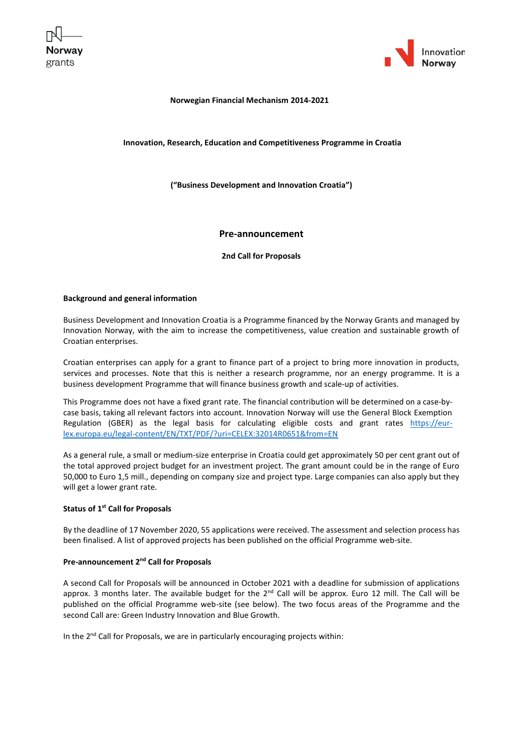**Norwegian Financial Mechanism 2014-2021**

**Innovation, Research, Education and Competitiveness Programme in Croatia**

**("Business Development and Innovation Croatia")**

## Pre-announcement

**2nd Call for Proposals**

### Background and general information

Business Development and Innovation Croatia is a Programme financed by the Norway Grants and managed by Innovation Norway, with the aim to increase the competitiveness, value creation and sustainable growth of Croatian enterprises.

Croatian enterprises can apply for a grant to finance part of a project to bring more innovation in products, services and processes. Note that this is neither a research programme, nor an energy programme. It is a business development Programme that will finance business growth and scale-up of activities.

This Programme does not have a fixed grant rate. The financial contribution will be determined on a case-by-case basis, taking all relevant factors into account. Innovation Norway will use the General Block Exemption Regulation (GBER) as the legal basis for calculating eligible costs and grant rates [https://eur-lex.europa.eu/legal-content/EN/TXT/PDF/?uri=CELEX:32014R0651&from=EN](https://eur-lex.europa.eu/legal-content/EN/TXT/PDF/?uri=CELEX:32014R0651&from=EN)

As a general rule, a small or medium-size enterprise in Croatia could get approximately 50 per cent grant out of the total approved project budget for an investment project. The grant amount could be in the range of Euro 50,000 to Euro 1,5 mill., depending on company size and project type. Large companies can also apply but they will get a lower grant rate.

### Status of 1st Call for Proposals

By the deadline of 17 November 2020, 55 applications were received. The assessment and selection process has been finalised. A list of approved projects has been published on the official Programme web-site.

### Pre-announcement 2nd Call for Proposals

A second Call for Proposals will be announced in October 2021 with a deadline for submission of applications approx. 3 months later. The available budget for the 2nd Call will be approx. Euro 12 mill. The Call will be published on the official Programme web-site (see below). The two focus areas of the Programme and the second Call are: Green Industry Innovation and Blue Growth.

In the 2nd Call for Proposals, we are in particularly encouraging projects within: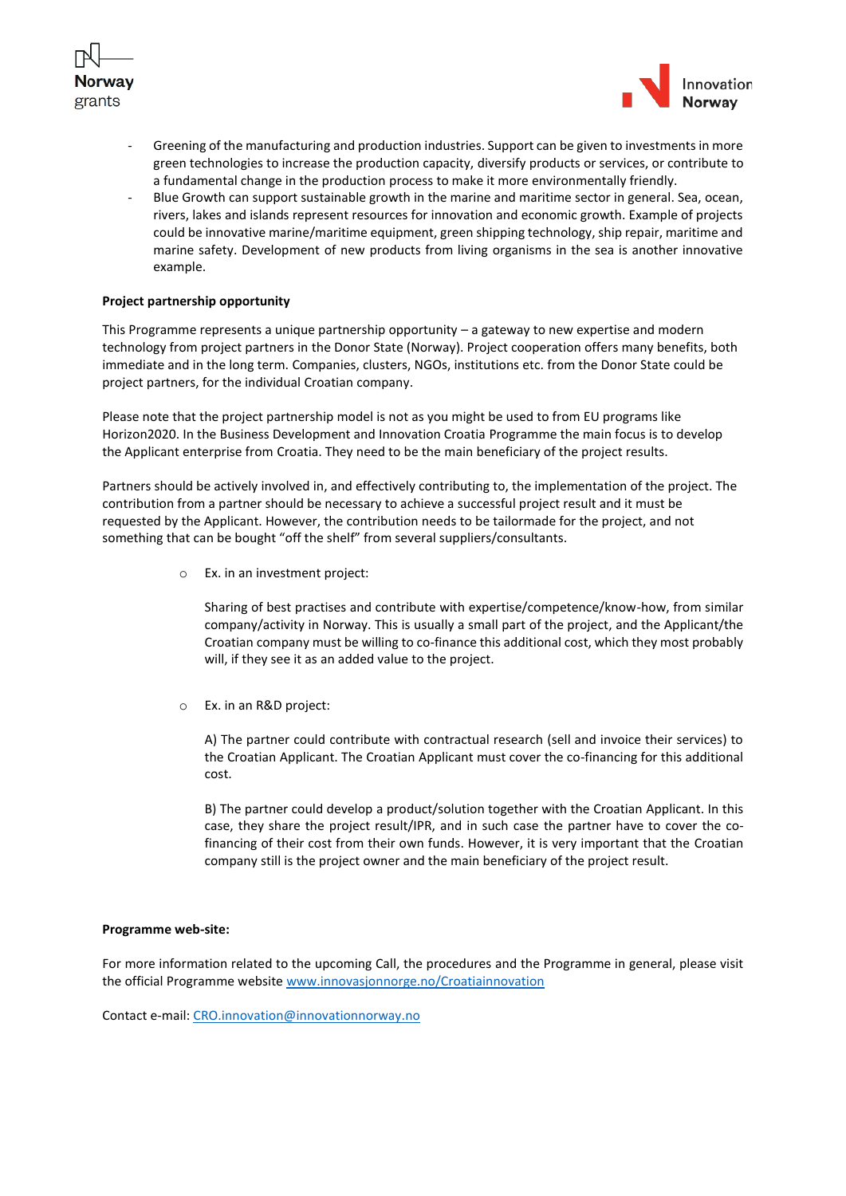- Greening of the manufacturing and production industries. Support can be given to investments in more green technologies to increase the production capacity, diversify products or services, or contribute to a fundamental change in the production process to make it more environmentally friendly.
- Blue Growth can support sustainable growth in the marine and maritime sector in general. Sea, ocean, rivers, lakes and islands represent resources for innovation and economic growth. Example of projects could be innovative marine/maritime equipment, green shipping technology, ship repair, maritime and marine safety. Development of new products from living organisms in the sea is another innovative example.

**Project partnership opportunity**

This Programme represents a unique partnership opportunity – a gateway to new expertise and modern technology from project partners in the Donor State (Norway). Project cooperation offers many benefits, both immediate and in the long term. Companies, clusters, NGOs, institutions etc. from the Donor State could be project partners, for the individual Croatian company.

Please note that the project partnership model is not as you might be used to from EU programs like Horizon2020. In the Business Development and Innovation Croatia Programme the main focus is to develop the Applicant enterprise from Croatia. They need to be the main beneficiary of the project results.

Partners should be actively involved in, and effectively contributing to, the implementation of the project. The contribution from a partner should be necessary to achieve a successful project result and it must be requested by the Applicant. However, the contribution needs to be tailormade for the project, and not something that can be bought "off the shelf" from several suppliers/consultants.

- Ex. in an investment project:

  Sharing of best practises and contribute with expertise/competence/know-how, from similar company/activity in Norway. This is usually a small part of the project, and the Applicant/the Croatian company must be willing to co-finance this additional cost, which they most probably will, if they see it as an added value to the project.

- Ex. in an R&D project:

  A) The partner could contribute with contractual research (sell and invoice their services) to the Croatian Applicant. The Croatian Applicant must cover the co-financing for this additional cost.

  B) The partner could develop a product/solution together with the Croatian Applicant. In this case, they share the project result/IPR, and in such case the partner have to cover the co-financing of their cost from their own funds. However, it is very important that the Croatian company still is the project owner and the main beneficiary of the project result.

**Programme web-site:**

For more information related to the upcoming Call, the procedures and the Programme in general, please visit the official Programme website [www.innovasjonnorge.no/Croatiainnovation](www.innovasjonnorge.no/Croatiainnovation)

Contact e-mail: [CRO.innovation@innovationnorway.no](mailto:CRO.innovation@innovationnorway.no)